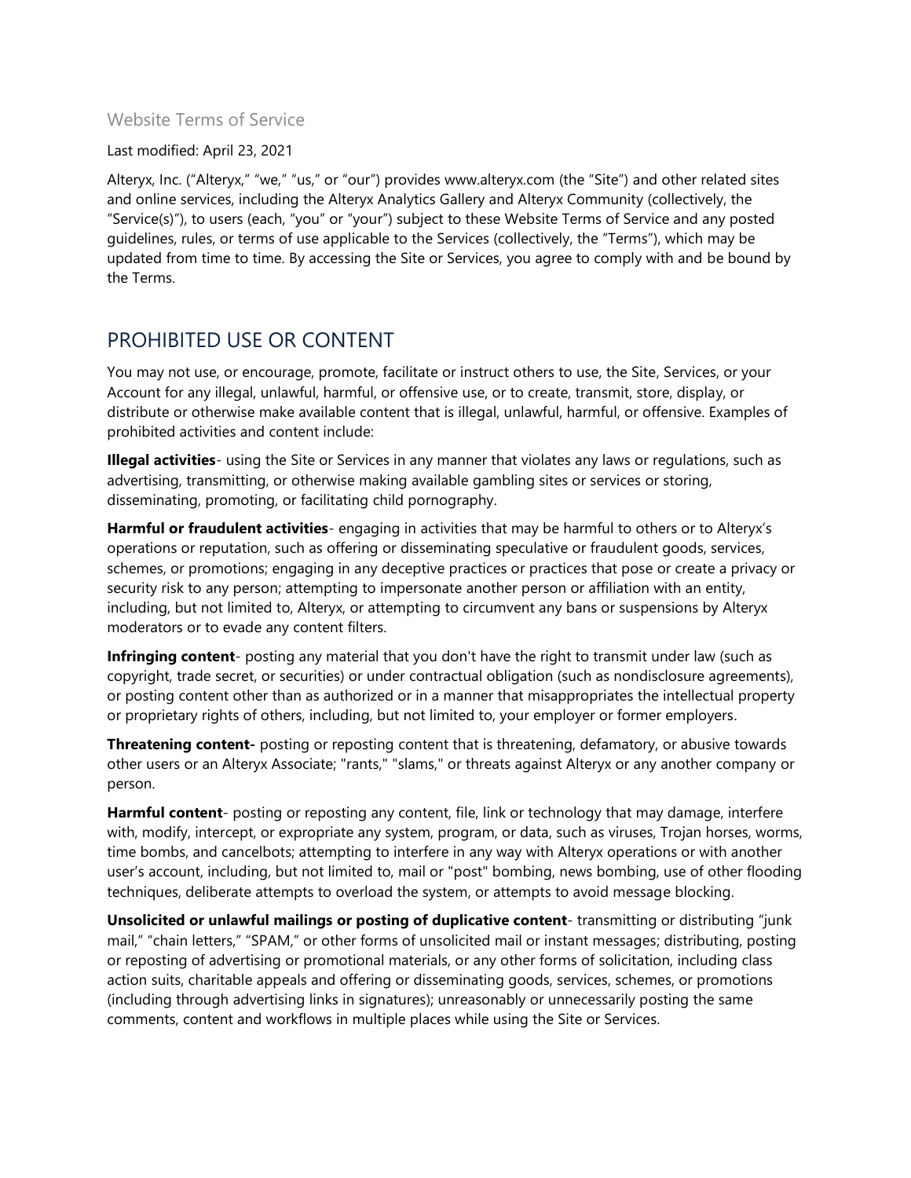# Website Terms of Service

Last modified: April 23, 2021

Alteryx, Inc. ("Alteryx," "we," "us," or "our") provides www.alteryx.com (the "Site") and other related sites and online services, including the Alteryx Analytics Gallery and Alteryx Community (collectively, the "Service(s)"), to users (each, "you" or "your") subject to these Website Terms of Service and any posted guidelines, rules, or terms of use applicable to the Services (collectively, the "Terms"), which may be updated from time to time. By accessing the Site or Services, you agree to comply with and be bound by the Terms.

## PROHIBITED USE OR CONTENT

You may not use, or encourage, promote, facilitate or instruct others to use, the Site, Services, or your Account for any illegal, unlawful, harmful, or offensive use, or to create, transmit, store, display, or distribute or otherwise make available content that is illegal, unlawful, harmful, or offensive. Examples of prohibited activities and content include:

**Illegal activities**- using the Site or Services in any manner that violates any laws or regulations, such as advertising, transmitting, or otherwise making available gambling sites or services or storing, disseminating, promoting, or facilitating child pornography.

**Harmful or fraudulent activities**- engaging in activities that may be harmful to others or to Alteryx's operations or reputation, such as offering or disseminating speculative or fraudulent goods, services, schemes, or promotions; engaging in any deceptive practices or practices that pose or create a privacy or security risk to any person; attempting to impersonate another person or affiliation with an entity, including, but not limited to, Alteryx, or attempting to circumvent any bans or suspensions by Alteryx moderators or to evade any content filters.

**Infringing content**- posting any material that you don't have the right to transmit under law (such as copyright, trade secret, or securities) or under contractual obligation (such as nondisclosure agreements), or posting content other than as authorized or in a manner that misappropriates the intellectual property or proprietary rights of others, including, but not limited to, your employer or former employers.

**Threatening content-** posting or reposting content that is threatening, defamatory, or abusive towards other users or an Alteryx Associate; "rants," "slams," or threats against Alteryx or any another company or person.

**Harmful content**- posting or reposting any content, file, link or technology that may damage, interfere with, modify, intercept, or expropriate any system, program, or data, such as viruses, Trojan horses, worms, time bombs, and cancelbots; attempting to interfere in any way with Alteryx operations or with another user's account, including, but not limited to, mail or "post" bombing, news bombing, use of other flooding techniques, deliberate attempts to overload the system, or attempts to avoid message blocking.

**Unsolicited or unlawful mailings or posting of duplicative content**- transmitting or distributing "junk mail," "chain letters," "SPAM," or other forms of unsolicited mail or instant messages; distributing, posting or reposting of advertising or promotional materials, or any other forms of solicitation, including class action suits, charitable appeals and offering or disseminating goods, services, schemes, or promotions (including through advertising links in signatures); unreasonably or unnecessarily posting the same comments, content and workflows in multiple places while using the Site or Services.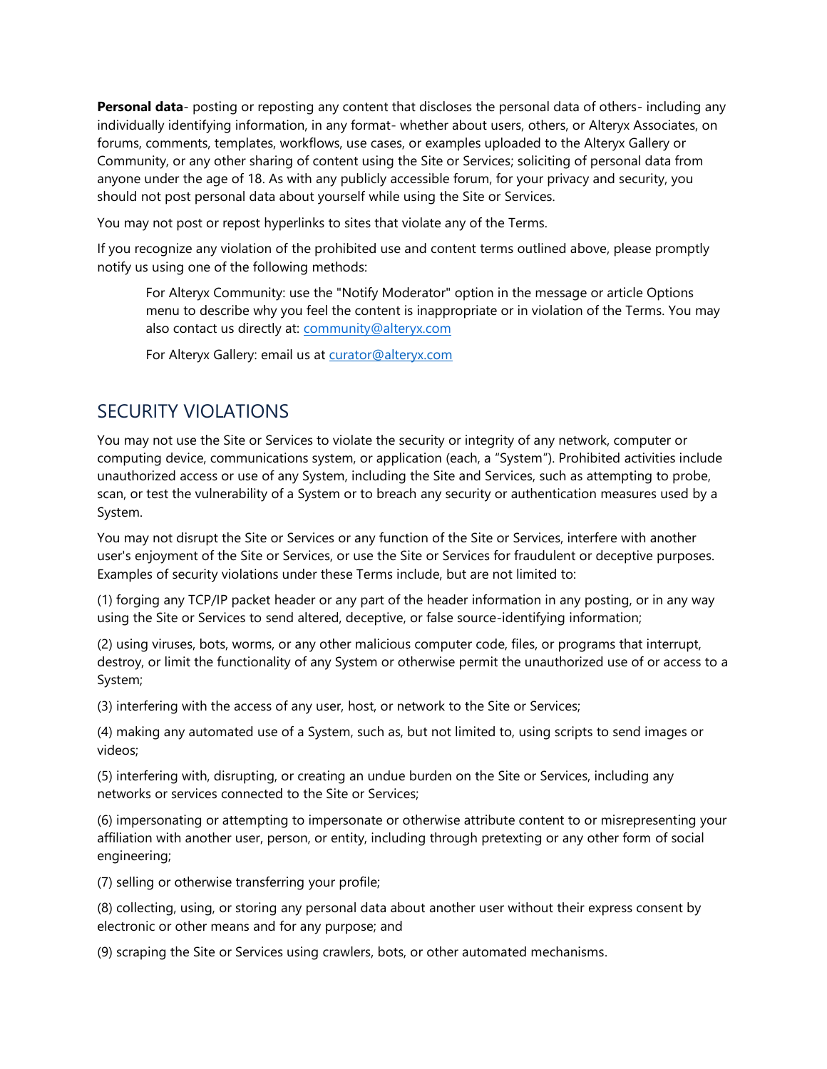**Personal data**- posting or reposting any content that discloses the personal data of others- including any individually identifying information, in any format- whether about users, others, or Alteryx Associates, on forums, comments, templates, workflows, use cases, or examples uploaded to the Alteryx Gallery or Community, or any other sharing of content using the Site or Services; soliciting of personal data from anyone under the age of 18. As with any publicly accessible forum, for your privacy and security, you should not post personal data about yourself while using the Site or Services.

You may not post or repost hyperlinks to sites that violate any of the Terms.

If you recognize any violation of the prohibited use and content terms outlined above, please promptly notify us using one of the following methods:

> For Alteryx Community: use the "Notify Moderator" option in the message or article Options menu to describe why you feel the content is inappropriate or in violation of the Terms. You may also contact us directly at: [community@alteryx.com](mailto:community@alteryx.com)
>
> For Alteryx Gallery: email us at [curator@alteryx.com](mailto:curator@alteryx.com)

## SECURITY VIOLATIONS

You may not use the Site or Services to violate the security or integrity of any network, computer or computing device, communications system, or application (each, a "System"). Prohibited activities include unauthorized access or use of any System, including the Site and Services, such as attempting to probe, scan, or test the vulnerability of a System or to breach any security or authentication measures used by a System.

You may not disrupt the Site or Services or any function of the Site or Services, interfere with another user's enjoyment of the Site or Services, or use the Site or Services for fraudulent or deceptive purposes. Examples of security violations under these Terms include, but are not limited to:

(1) forging any TCP/IP packet header or any part of the header information in any posting, or in any way using the Site or Services to send altered, deceptive, or false source-identifying information;

(2) using viruses, bots, worms, or any other malicious computer code, files, or programs that interrupt, destroy, or limit the functionality of any System or otherwise permit the unauthorized use of or access to a System;

(3) interfering with the access of any user, host, or network to the Site or Services;

(4) making any automated use of a System, such as, but not limited to, using scripts to send images or videos;

(5) interfering with, disrupting, or creating an undue burden on the Site or Services, including any networks or services connected to the Site or Services;

(6) impersonating or attempting to impersonate or otherwise attribute content to or misrepresenting your affiliation with another user, person, or entity, including through pretexting or any other form of social engineering;

(7) selling or otherwise transferring your profile;

(8) collecting, using, or storing any personal data about another user without their express consent by electronic or other means and for any purpose; and

(9) scraping the Site or Services using crawlers, bots, or other automated mechanisms.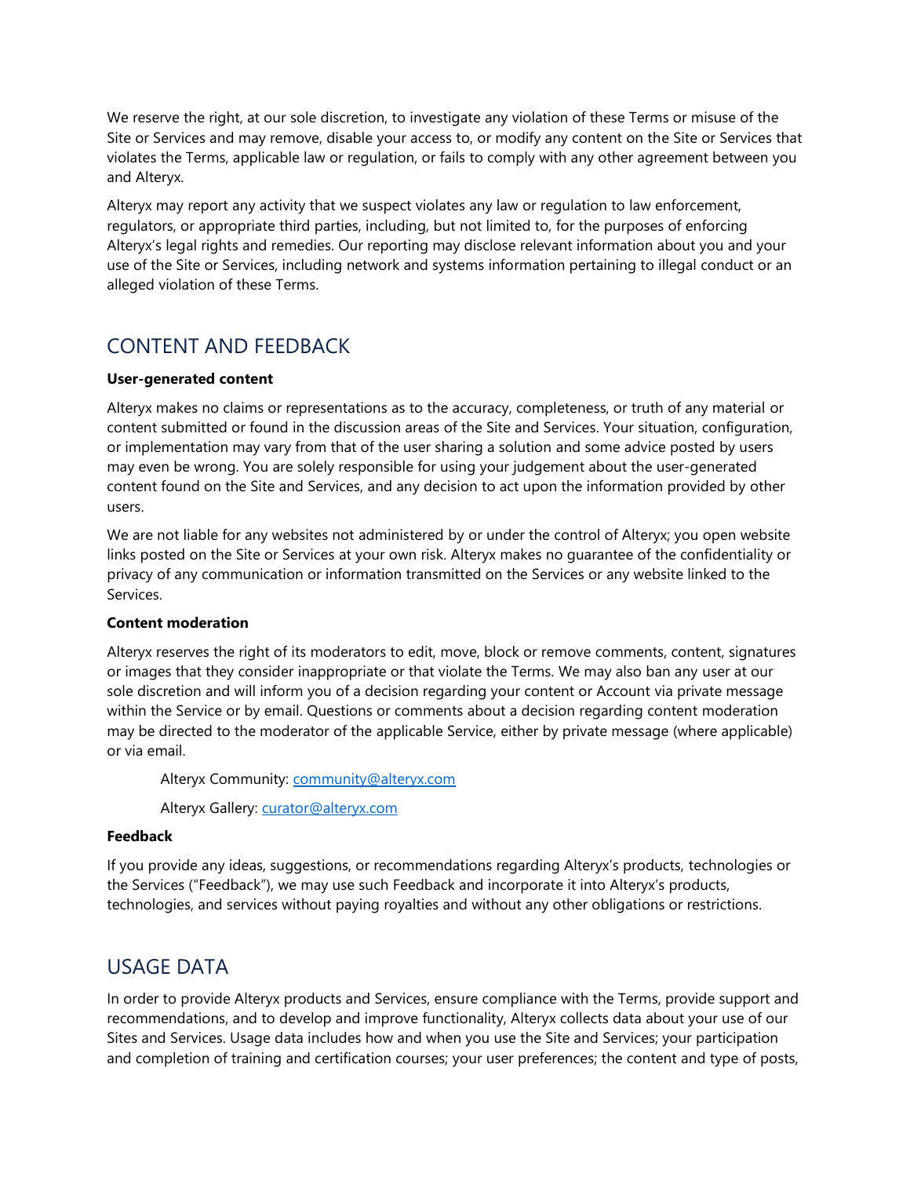We reserve the right, at our sole discretion, to investigate any violation of these Terms or misuse of the Site or Services and may remove, disable your access to, or modify any content on the Site or Services that violates the Terms, applicable law or regulation, or fails to comply with any other agreement between you and Alteryx.

Alteryx may report any activity that we suspect violates any law or regulation to law enforcement, regulators, or appropriate third parties, including, but not limited to, for the purposes of enforcing Alteryx's legal rights and remedies. Our reporting may disclose relevant information about you and your use of the Site or Services, including network and systems information pertaining to illegal conduct or an alleged violation of these Terms.

## CONTENT AND FEEDBACK

**User-generated content**

Alteryx makes no claims or representations as to the accuracy, completeness, or truth of any material or content submitted or found in the discussion areas of the Site and Services. Your situation, configuration, or implementation may vary from that of the user sharing a solution and some advice posted by users may even be wrong. You are solely responsible for using your judgement about the user-generated content found on the Site and Services, and any decision to act upon the information provided by other users.

We are not liable for any websites not administered by or under the control of Alteryx; you open website links posted on the Site or Services at your own risk. Alteryx makes no guarantee of the confidentiality or privacy of any communication or information transmitted on the Services or any website linked to the Services.

**Content moderation**

Alteryx reserves the right of its moderators to edit, move, block or remove comments, content, signatures or images that they consider inappropriate or that violate the Terms. We may also ban any user at our sole discretion and will inform you of a decision regarding your content or Account via private message within the Service or by email. Questions or comments about a decision regarding content moderation may be directed to the moderator of the applicable Service, either by private message (where applicable) or via email.

Alteryx Community: community@alteryx.com

Alteryx Gallery: curator@alteryx.com

**Feedback**

If you provide any ideas, suggestions, or recommendations regarding Alteryx's products, technologies or the Services ("Feedback"), we may use such Feedback and incorporate it into Alteryx's products, technologies, and services without paying royalties and without any other obligations or restrictions.

## USAGE DATA

In order to provide Alteryx products and Services, ensure compliance with the Terms, provide support and recommendations, and to develop and improve functionality, Alteryx collects data about your use of our Sites and Services. Usage data includes how and when you use the Site and Services; your participation and completion of training and certification courses; your user preferences; the content and type of posts,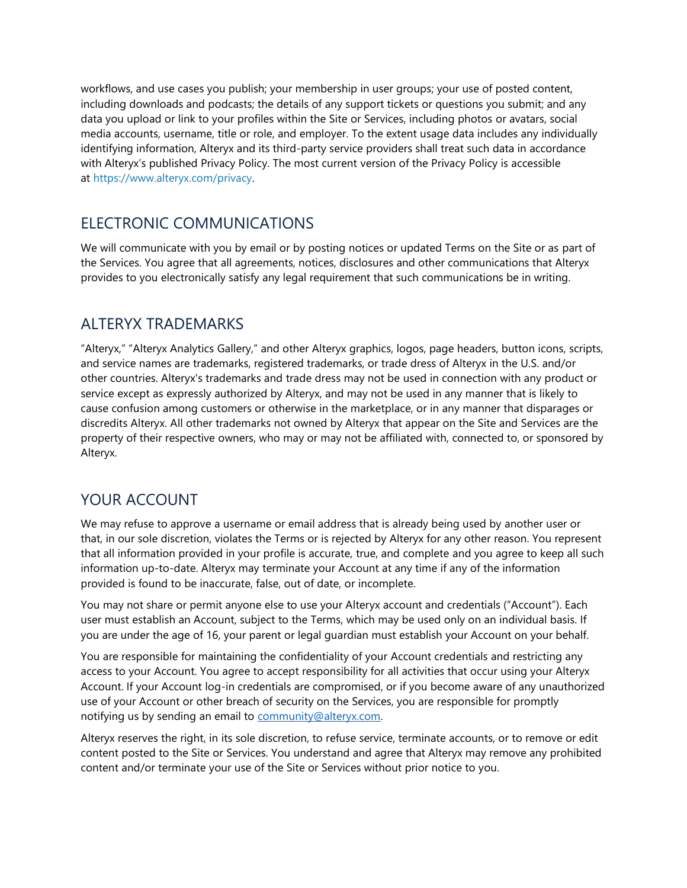workflows, and use cases you publish; your membership in user groups; your use of posted content, including downloads and podcasts; the details of any support tickets or questions you submit; and any data you upload or link to your profiles within the Site or Services, including photos or avatars, social media accounts, username, title or role, and employer. To the extent usage data includes any individually identifying information, Alteryx and its third-party service providers shall treat such data in accordance with Alteryx's published Privacy Policy. The most current version of the Privacy Policy is accessible at https://www.alteryx.com/privacy.

## ELECTRONIC COMMUNICATIONS

We will communicate with you by email or by posting notices or updated Terms on the Site or as part of the Services. You agree that all agreements, notices, disclosures and other communications that Alteryx provides to you electronically satisfy any legal requirement that such communications be in writing.

## ALTERYX TRADEMARKS

"Alteryx," "Alteryx Analytics Gallery," and other Alteryx graphics, logos, page headers, button icons, scripts, and service names are trademarks, registered trademarks, or trade dress of Alteryx in the U.S. and/or other countries. Alteryx's trademarks and trade dress may not be used in connection with any product or service except as expressly authorized by Alteryx, and may not be used in any manner that is likely to cause confusion among customers or otherwise in the marketplace, or in any manner that disparages or discredits Alteryx. All other trademarks not owned by Alteryx that appear on the Site and Services are the property of their respective owners, who may or may not be affiliated with, connected to, or sponsored by Alteryx.

## YOUR ACCOUNT

We may refuse to approve a username or email address that is already being used by another user or that, in our sole discretion, violates the Terms or is rejected by Alteryx for any other reason. You represent that all information provided in your profile is accurate, true, and complete and you agree to keep all such information up-to-date. Alteryx may terminate your Account at any time if any of the information provided is found to be inaccurate, false, out of date, or incomplete.

You may not share or permit anyone else to use your Alteryx account and credentials ("Account"). Each user must establish an Account, subject to the Terms, which may be used only on an individual basis. If you are under the age of 16, your parent or legal guardian must establish your Account on your behalf.

You are responsible for maintaining the confidentiality of your Account credentials and restricting any access to your Account. You agree to accept responsibility for all activities that occur using your Alteryx Account. If your Account log-in credentials are compromised, or if you become aware of any unauthorized use of your Account or other breach of security on the Services, you are responsible for promptly notifying us by sending an email to community@alteryx.com.

Alteryx reserves the right, in its sole discretion, to refuse service, terminate accounts, or to remove or edit content posted to the Site or Services. You understand and agree that Alteryx may remove any prohibited content and/or terminate your use of the Site or Services without prior notice to you.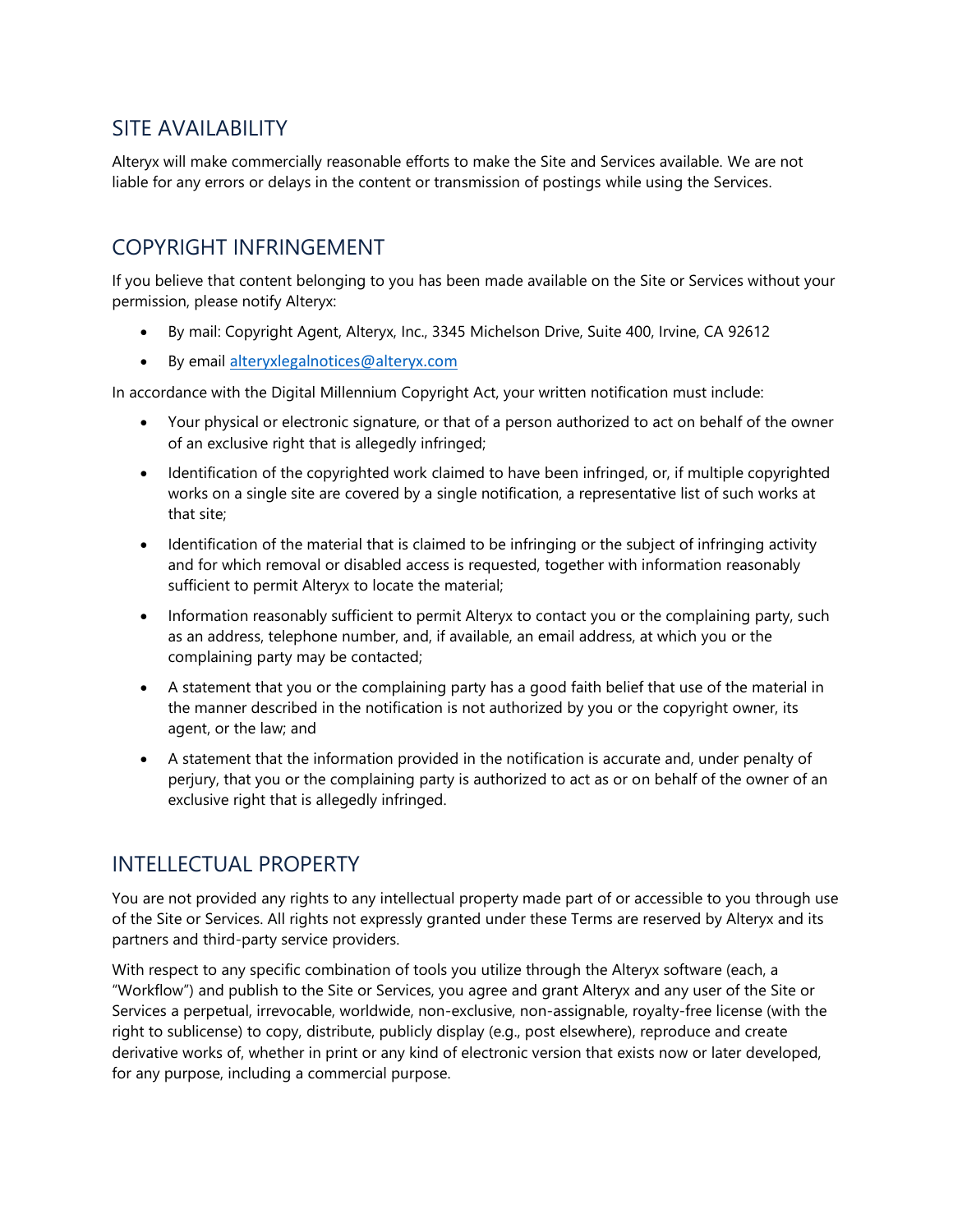## SITE AVAILABILITY

Alteryx will make commercially reasonable efforts to make the Site and Services available. We are not liable for any errors or delays in the content or transmission of postings while using the Services.

## COPYRIGHT INFRINGEMENT

If you believe that content belonging to you has been made available on the Site or Services without your permission, please notify Alteryx:

- By mail: Copyright Agent, Alteryx, Inc., 3345 Michelson Drive, Suite 400, Irvine, CA 92612
- By email alteryxlegalnotices@alteryx.com

In accordance with the Digital Millennium Copyright Act, your written notification must include:

- Your physical or electronic signature, or that of a person authorized to act on behalf of the owner of an exclusive right that is allegedly infringed;
- Identification of the copyrighted work claimed to have been infringed, or, if multiple copyrighted works on a single site are covered by a single notification, a representative list of such works at that site;
- Identification of the material that is claimed to be infringing or the subject of infringing activity and for which removal or disabled access is requested, together with information reasonably sufficient to permit Alteryx to locate the material;
- Information reasonably sufficient to permit Alteryx to contact you or the complaining party, such as an address, telephone number, and, if available, an email address, at which you or the complaining party may be contacted;
- A statement that you or the complaining party has a good faith belief that use of the material in the manner described in the notification is not authorized by you or the copyright owner, its agent, or the law; and
- A statement that the information provided in the notification is accurate and, under penalty of perjury, that you or the complaining party is authorized to act as or on behalf of the owner of an exclusive right that is allegedly infringed.

## INTELLECTUAL PROPERTY

You are not provided any rights to any intellectual property made part of or accessible to you through use of the Site or Services. All rights not expressly granted under these Terms are reserved by Alteryx and its partners and third-party service providers.

With respect to any specific combination of tools you utilize through the Alteryx software (each, a "Workflow") and publish to the Site or Services, you agree and grant Alteryx and any user of the Site or Services a perpetual, irrevocable, worldwide, non-exclusive, non-assignable, royalty-free license (with the right to sublicense) to copy, distribute, publicly display (e.g., post elsewhere), reproduce and create derivative works of, whether in print or any kind of electronic version that exists now or later developed, for any purpose, including a commercial purpose.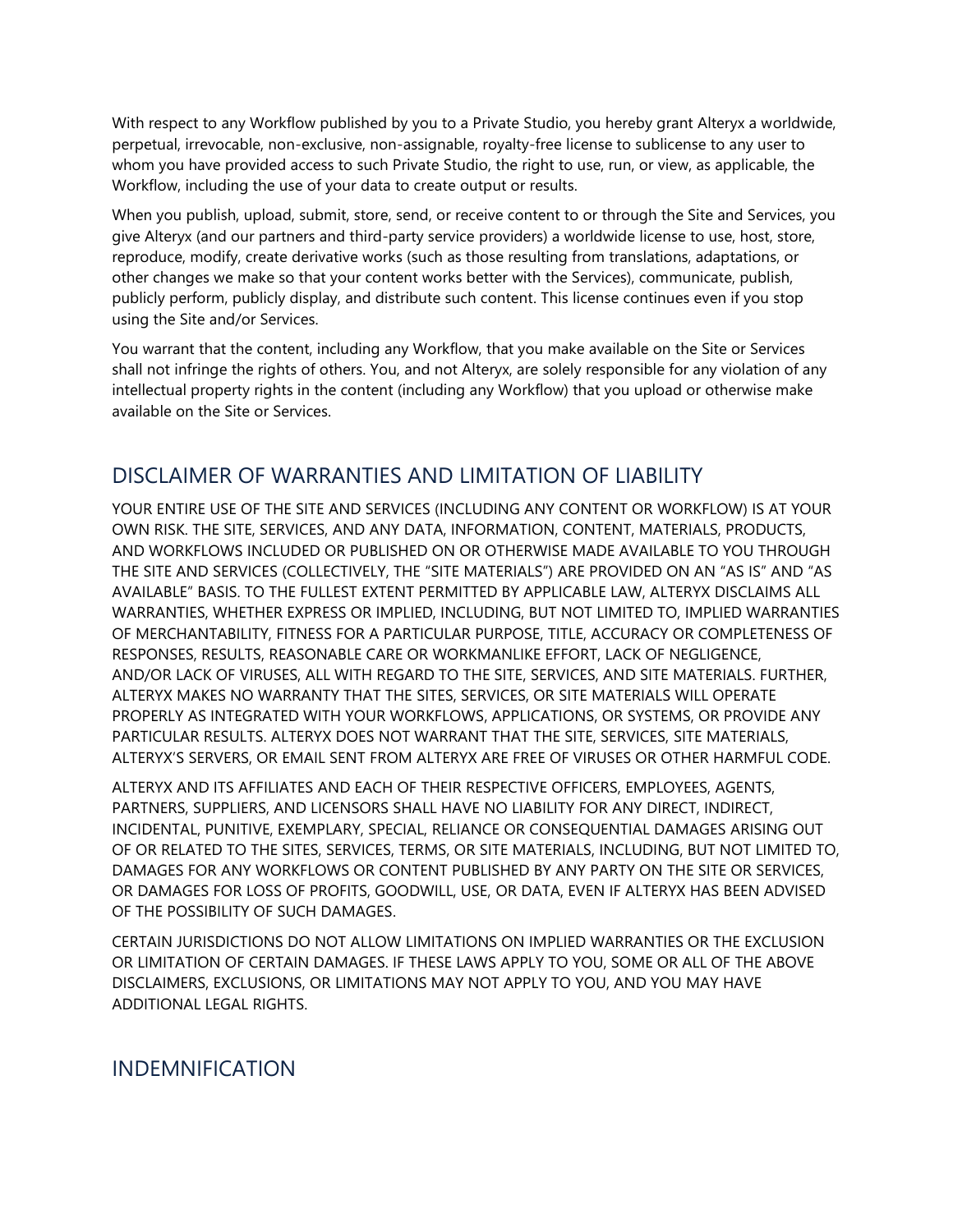With respect to any Workflow published by you to a Private Studio, you hereby grant Alteryx a worldwide, perpetual, irrevocable, non-exclusive, non-assignable, royalty-free license to sublicense to any user to whom you have provided access to such Private Studio, the right to use, run, or view, as applicable, the Workflow, including the use of your data to create output or results.

When you publish, upload, submit, store, send, or receive content to or through the Site and Services, you give Alteryx (and our partners and third-party service providers) a worldwide license to use, host, store, reproduce, modify, create derivative works (such as those resulting from translations, adaptations, or other changes we make so that your content works better with the Services), communicate, publish, publicly perform, publicly display, and distribute such content. This license continues even if you stop using the Site and/or Services.

You warrant that the content, including any Workflow, that you make available on the Site or Services shall not infringe the rights of others. You, and not Alteryx, are solely responsible for any violation of any intellectual property rights in the content (including any Workflow) that you upload or otherwise make available on the Site or Services.

## DISCLAIMER OF WARRANTIES AND LIMITATION OF LIABILITY

YOUR ENTIRE USE OF THE SITE AND SERVICES (INCLUDING ANY CONTENT OR WORKFLOW) IS AT YOUR OWN RISK. THE SITE, SERVICES, AND ANY DATA, INFORMATION, CONTENT, MATERIALS, PRODUCTS, AND WORKFLOWS INCLUDED OR PUBLISHED ON OR OTHERWISE MADE AVAILABLE TO YOU THROUGH THE SITE AND SERVICES (COLLECTIVELY, THE "SITE MATERIALS") ARE PROVIDED ON AN "AS IS" AND "AS AVAILABLE" BASIS. TO THE FULLEST EXTENT PERMITTED BY APPLICABLE LAW, ALTERYX DISCLAIMS ALL WARRANTIES, WHETHER EXPRESS OR IMPLIED, INCLUDING, BUT NOT LIMITED TO, IMPLIED WARRANTIES OF MERCHANTABILITY, FITNESS FOR A PARTICULAR PURPOSE, TITLE, ACCURACY OR COMPLETENESS OF RESPONSES, RESULTS, REASONABLE CARE OR WORKMANLIKE EFFORT, LACK OF NEGLIGENCE, AND/OR LACK OF VIRUSES, ALL WITH REGARD TO THE SITE, SERVICES, AND SITE MATERIALS. FURTHER, ALTERYX MAKES NO WARRANTY THAT THE SITES, SERVICES, OR SITE MATERIALS WILL OPERATE PROPERLY AS INTEGRATED WITH YOUR WORKFLOWS, APPLICATIONS, OR SYSTEMS, OR PROVIDE ANY PARTICULAR RESULTS. ALTERYX DOES NOT WARRANT THAT THE SITE, SERVICES, SITE MATERIALS, ALTERYX'S SERVERS, OR EMAIL SENT FROM ALTERYX ARE FREE OF VIRUSES OR OTHER HARMFUL CODE.

ALTERYX AND ITS AFFILIATES AND EACH OF THEIR RESPECTIVE OFFICERS, EMPLOYEES, AGENTS, PARTNERS, SUPPLIERS, AND LICENSORS SHALL HAVE NO LIABILITY FOR ANY DIRECT, INDIRECT, INCIDENTAL, PUNITIVE, EXEMPLARY, SPECIAL, RELIANCE OR CONSEQUENTIAL DAMAGES ARISING OUT OF OR RELATED TO THE SITES, SERVICES, TERMS, OR SITE MATERIALS, INCLUDING, BUT NOT LIMITED TO, DAMAGES FOR ANY WORKFLOWS OR CONTENT PUBLISHED BY ANY PARTY ON THE SITE OR SERVICES, OR DAMAGES FOR LOSS OF PROFITS, GOODWILL, USE, OR DATA, EVEN IF ALTERYX HAS BEEN ADVISED OF THE POSSIBILITY OF SUCH DAMAGES.

CERTAIN JURISDICTIONS DO NOT ALLOW LIMITATIONS ON IMPLIED WARRANTIES OR THE EXCLUSION OR LIMITATION OF CERTAIN DAMAGES. IF THESE LAWS APPLY TO YOU, SOME OR ALL OF THE ABOVE DISCLAIMERS, EXCLUSIONS, OR LIMITATIONS MAY NOT APPLY TO YOU, AND YOU MAY HAVE ADDITIONAL LEGAL RIGHTS.

## INDEMNIFICATION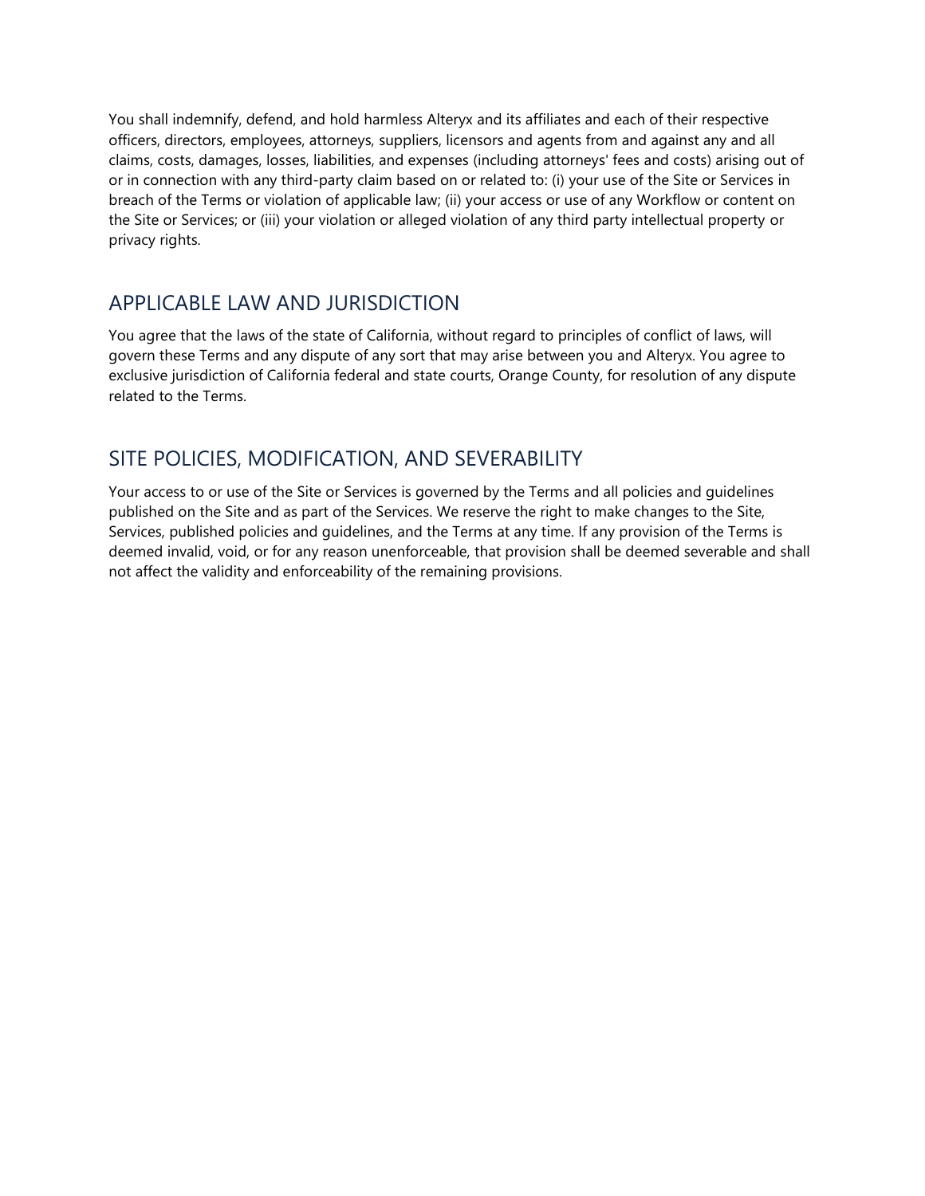You shall indemnify, defend, and hold harmless Alteryx and its affiliates and each of their respective officers, directors, employees, attorneys, suppliers, licensors and agents from and against any and all claims, costs, damages, losses, liabilities, and expenses (including attorneys' fees and costs) arising out of or in connection with any third-party claim based on or related to: (i) your use of the Site or Services in breach of the Terms or violation of applicable law; (ii) your access or use of any Workflow or content on the Site or Services; or (iii) your violation or alleged violation of any third party intellectual property or privacy rights.

## APPLICABLE LAW AND JURISDICTION

You agree that the laws of the state of California, without regard to principles of conflict of laws, will govern these Terms and any dispute of any sort that may arise between you and Alteryx. You agree to exclusive jurisdiction of California federal and state courts, Orange County, for resolution of any dispute related to the Terms.

## SITE POLICIES, MODIFICATION, AND SEVERABILITY

Your access to or use of the Site or Services is governed by the Terms and all policies and guidelines published on the Site and as part of the Services. We reserve the right to make changes to the Site, Services, published policies and guidelines, and the Terms at any time. If any provision of the Terms is deemed invalid, void, or for any reason unenforceable, that provision shall be deemed severable and shall not affect the validity and enforceability of the remaining provisions.